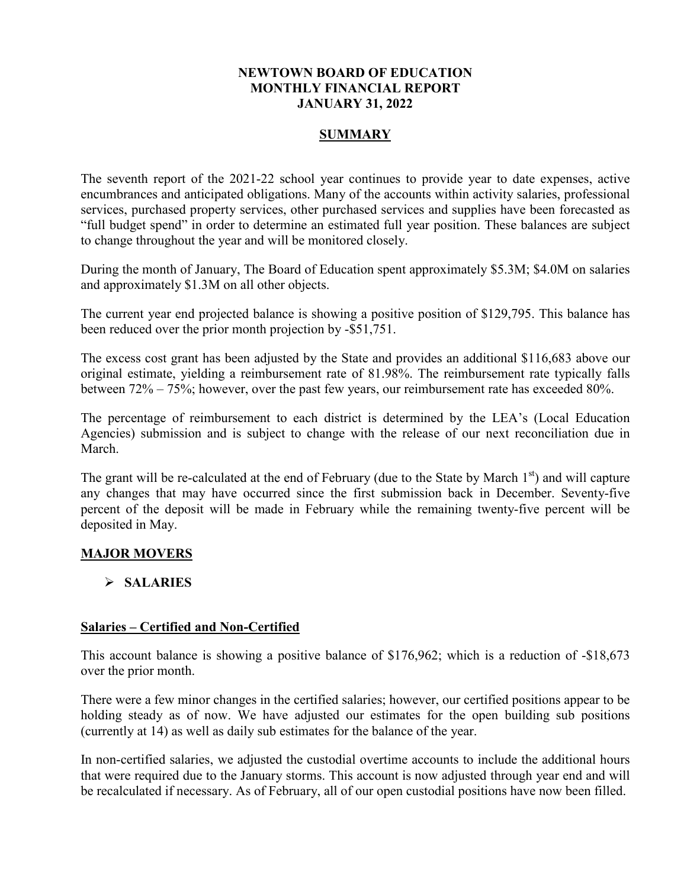**NEWTOWN BOARD OF EDUCATION**
**MONTHLY FINANCIAL REPORT**
**JANUARY 31, 2022**

## SUMMARY

The seventh report of the 2021-22 school year continues to provide year to date expenses, active encumbrances and anticipated obligations. Many of the accounts within activity salaries, professional services, purchased property services, other purchased services and supplies have been forecasted as "full budget spend" in order to determine an estimated full year position. These balances are subject to change throughout the year and will be monitored closely.

During the month of January, The Board of Education spent approximately $5.3M; $4.0M on salaries and approximately $1.3M on all other objects.

The current year end projected balance is showing a positive position of $129,795. This balance has been reduced over the prior month projection by -$51,751.

The excess cost grant has been adjusted by the State and provides an additional $116,683 above our original estimate, yielding a reimbursement rate of 81.98%. The reimbursement rate typically falls between 72% – 75%; however, over the past few years, our reimbursement rate has exceeded 80%.

The percentage of reimbursement to each district is determined by the LEA's (Local Education Agencies) submission and is subject to change with the release of our next reconciliation due in March.

The grant will be re-calculated at the end of February (due to the State by March 1st) and will capture any changes that may have occurred since the first submission back in December. Seventy-five percent of the deposit will be made in February while the remaining twenty-five percent will be deposited in May.

## MAJOR MOVERS

- **SALARIES**

### Salaries – Certified and Non-Certified

This account balance is showing a positive balance of $176,962; which is a reduction of -$18,673 over the prior month.

There were a few minor changes in the certified salaries; however, our certified positions appear to be holding steady as of now. We have adjusted our estimates for the open building sub positions (currently at 14) as well as daily sub estimates for the balance of the year.

In non-certified salaries, we adjusted the custodial overtime accounts to include the additional hours that were required due to the January storms. This account is now adjusted through year end and will be recalculated if necessary. As of February, all of our open custodial positions have now been filled.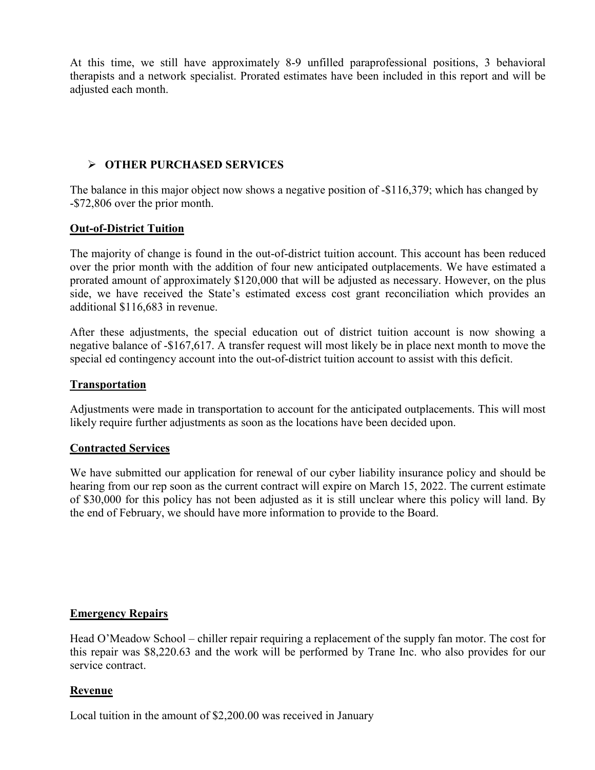At this time, we still have approximately 8-9 unfilled paraprofessional positions, 3 behavioral therapists and a network specialist. Prorated estimates have been included in this report and will be adjusted each month.

- **OTHER PURCHASED SERVICES**

The balance in this major object now shows a negative position of -$116,379; which has changed by -$72,806 over the prior month.

**Out-of-District Tuition**

The majority of change is found in the out-of-district tuition account. This account has been reduced over the prior month with the addition of four new anticipated outplacements. We have estimated a prorated amount of approximately $120,000 that will be adjusted as necessary. However, on the plus side, we have received the State's estimated excess cost grant reconciliation which provides an additional $116,683 in revenue.

After these adjustments, the special education out of district tuition account is now showing a negative balance of -$167,617. A transfer request will most likely be in place next month to move the special ed contingency account into the out-of-district tuition account to assist with this deficit.

**Transportation**

Adjustments were made in transportation to account for the anticipated outplacements. This will most likely require further adjustments as soon as the locations have been decided upon.

**Contracted Services**

We have submitted our application for renewal of our cyber liability insurance policy and should be hearing from our rep soon as the current contract will expire on March 15, 2022. The current estimate of $30,000 for this policy has not been adjusted as it is still unclear where this policy will land. By the end of February, we should have more information to provide to the Board.

**Emergency Repairs**

Head O'Meadow School – chiller repair requiring a replacement of the supply fan motor. The cost for this repair was $8,220.63 and the work will be performed by Trane Inc. who also provides for our service contract.

**Revenue**

Local tuition in the amount of $2,200.00 was received in January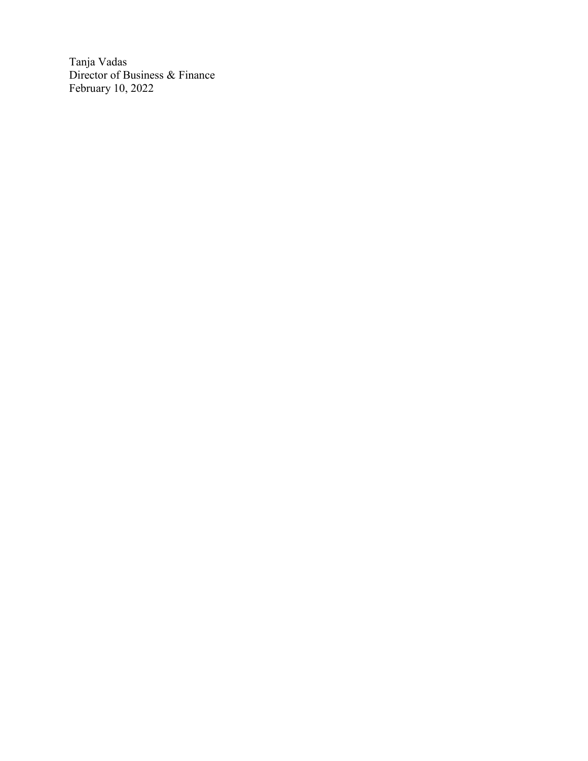Tanja Vadas
Director of Business & Finance
February 10, 2022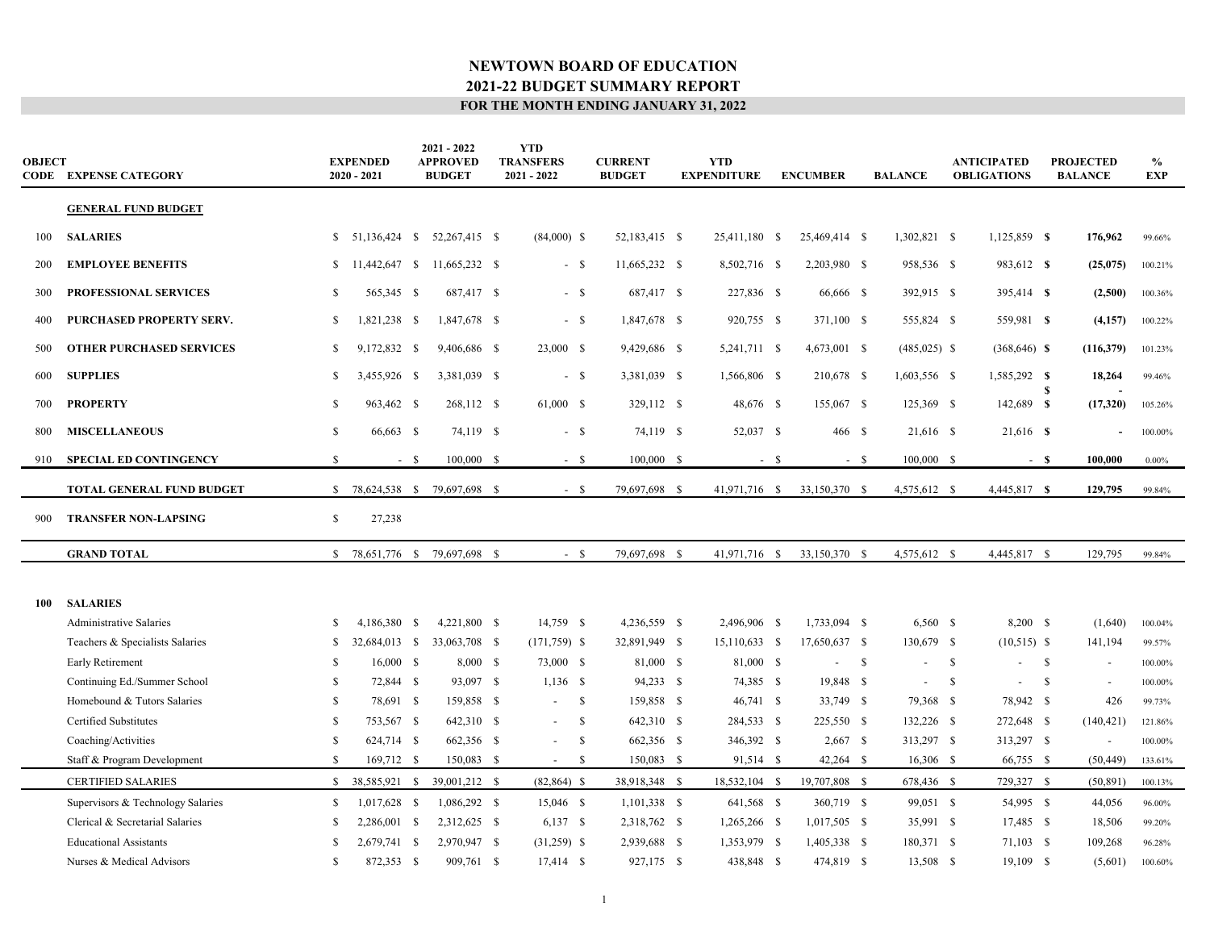# NEWTOWN BOARD OF EDUCATION

## 2021-22 BUDGET SUMMARY REPORT

### FOR THE MONTH ENDING JANUARY 31, 2022

| OBJECT CODE | EXPENSE CATEGORY | EXPENDED 2020 - 2021 | 2021 - 2022 APPROVED BUDGET | YTD TRANSFERS 2021 - 2022 | CURRENT BUDGET | YTD EXPENDITURE | ENCUMBER | BALANCE | ANTICIPATED OBLIGATIONS | PROJECTED BALANCE | % EXP |
|---|---|---|---|---|---|---|---|---|---|---|---|
| | **GENERAL FUND BUDGET** | | | | | | | | | | |
| 100 | **SALARIES** | $ 51,136,424 | $ 52,267,415 | $ (84,000) | $ 52,183,415 | $ 25,411,180 | $ 25,469,414 | $ 1,302,821 | $ 1,125,859 | **$ 176,962** | 99.66% |
| 200 | **EMPLOYEE BENEFITS** | $ 11,442,647 | $ 11,665,232 | $ - | $ 11,665,232 | $ 8,502,716 | $ 2,203,980 | $ 958,536 | $ 983,612 | **$ (25,075)** | 100.21% |
| 300 | **PROFESSIONAL SERVICES** | $ 565,345 | $ 687,417 | $ - | $ 687,417 | $ 227,836 | $ 66,666 | $ 392,915 | $ 395,414 | **$ (2,500)** | 100.36% |
| 400 | **PURCHASED PROPERTY SERV.** | $ 1,821,238 | $ 1,847,678 | $ - | $ 1,847,678 | $ 920,755 | $ 371,100 | $ 555,824 | $ 559,981 | **$ (4,157)** | 100.22% |
| 500 | **OTHER PURCHASED SERVICES** | $ 9,172,832 | $ 9,406,686 | $ 23,000 | $ 9,429,686 | $ 5,241,711 | $ 4,673,001 | $ (485,025) | $ (368,646) | **$ (116,379)** | 101.23% |
| 600 | **SUPPLIES** | $ 3,455,926 | $ 3,381,039 | $ - | $ 3,381,039 | $ 1,566,806 | $ 210,678 | $ 1,603,556 | $ 1,585,292 | **$ 18,264** | 99.46% |
| 700 | **PROPERTY** | $ 963,462 | $ 268,112 | $ 61,000 | $ 329,112 | $ 48,676 | $ 155,067 | $ 125,369 | $ 142,689 | **$ (17,320)** | 105.26% |
| 800 | **MISCELLANEOUS** | $ 66,663 | $ 74,119 | $ - | $ 74,119 | $ 52,037 | $ 466 | $ 21,616 | $ 21,616 | **$ -** | 100.00% |
| 910 | **SPECIAL ED CONTINGENCY** | $ - | $ 100,000 | $ - | $ 100,000 | $ - | $ - | $ 100,000 | $ - | **$ 100,000** | 0.00% |
| | **TOTAL GENERAL FUND BUDGET** | $ 78,624,538 | $ 79,697,698 | $ - | $ 79,697,698 | $ 41,971,716 | $ 33,150,370 | $ 4,575,612 | $ 4,445,817 | **$ 129,795** | 99.84% |
| 900 | **TRANSFER NON-LAPSING** | $ 27,238 | | | | | | | | | |
| | **GRAND TOTAL** | $ 78,651,776 | $ 79,697,698 | $ - | $ 79,697,698 | $ 41,971,716 | $ 33,150,370 | $ 4,575,612 | $ 4,445,817 | $ 129,795 | 99.84% |
| **100** | **SALARIES** | | | | | | | | | | |
| | Administrative Salaries | $ 4,186,380 | $ 4,221,800 | $ 14,759 | $ 4,236,559 | $ 2,496,906 | $ 1,733,094 | $ 6,560 | $ 8,200 | $ (1,640) | 100.04% |
| | Teachers & Specialists Salaries | $ 32,684,013 | $ 33,063,708 | $ (171,759) | $ 32,891,949 | $ 15,110,633 | $ 17,650,637 | $ 130,679 | $ (10,515) | $ 141,194 | 99.57% |
| | Early Retirement | $ 16,000 | $ 8,000 | $ 73,000 | $ 81,000 | $ 81,000 | $ - | $ - | $ - | $ - | 100.00% |
| | Continuing Ed./Summer School | $ 72,844 | $ 93,097 | $ 1,136 | $ 94,233 | $ 74,385 | $ 19,848 | $ - | $ - | $ - | 100.00% |
| | Homebound & Tutors Salaries | $ 78,691 | $ 159,858 | $ - | $ 159,858 | $ 46,741 | $ 33,749 | $ 79,368 | $ 78,942 | $ 426 | 99.73% |
| | Certified Substitutes | $ 753,567 | $ 642,310 | $ - | $ 642,310 | $ 284,533 | $ 225,550 | $ 132,226 | $ 272,648 | $ (140,421) | 121.86% |
| | Coaching/Activities | $ 624,714 | $ 662,356 | $ - | $ 662,356 | $ 346,392 | $ 2,667 | $ 313,297 | $ 313,297 | $ - | 100.00% |
| | Staff & Program Development | $ 169,712 | $ 150,083 | $ - | $ 150,083 | $ 91,514 | $ 42,264 | $ 16,306 | $ 66,755 | $ (50,449) | 133.61% |
| | CERTIFIED SALARIES | $ 38,585,921 | $ 39,001,212 | $ (82,864) | $ 38,918,348 | $ 18,532,104 | $ 19,707,808 | $ 678,436 | $ 729,327 | $ (50,891) | 100.13% |
| | Supervisors & Technology Salaries | $ 1,017,628 | $ 1,086,292 | $ 15,046 | $ 1,101,338 | $ 641,568 | $ 360,719 | $ 99,051 | $ 54,995 | $ 44,056 | 96.00% |
| | Clerical & Secretarial Salaries | $ 2,286,001 | $ 2,312,625 | $ 6,137 | $ 2,318,762 | $ 1,265,266 | $ 1,017,505 | $ 35,991 | $ 17,485 | $ 18,506 | 99.20% |
| | Educational Assistants | $ 2,679,741 | $ 2,970,947 | $ (31,259) | $ 2,939,688 | $ 1,353,979 | $ 1,405,338 | $ 180,371 | $ 71,103 | $ 109,268 | 96.28% |
| | Nurses & Medical Advisors | $ 872,353 | $ 909,761 | $ 17,414 | $ 927,175 | $ 438,848 | $ 474,819 | $ 13,508 | $ 19,109 | $ (5,601) | 100.60% |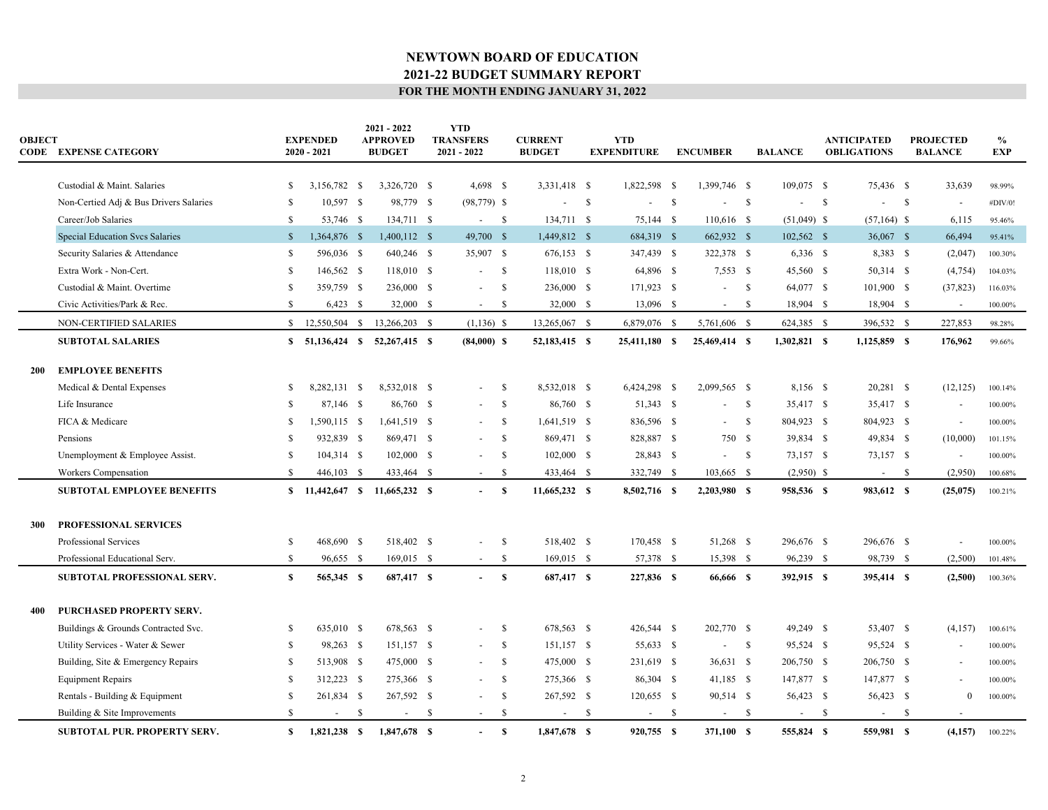# NEWTOWN BOARD OF EDUCATION

## 2021-22 BUDGET SUMMARY REPORT

### FOR THE MONTH ENDING JANUARY 31, 2022

| OBJECT CODE | EXPENSE CATEGORY | EXPENDED 2020 - 2021 | 2021 - 2022 APPROVED BUDGET | YTD TRANSFERS 2021 - 2022 | CURRENT BUDGET | YTD EXPENDITURE | ENCUMBER | BALANCE | ANTICIPATED OBLIGATIONS | PROJECTED BALANCE | % EXP |
|---|---|---|---|---|---|---|---|---|---|---|---|
| | Custodial & Maint. Salaries | $ 3,156,782 | $ 3,326,720 | $ 4,698 | $ 3,331,418 | $ 1,822,598 | $ 1,399,746 | $ 109,075 | $ 75,436 | $ 33,639 | 98.99% |
| | Non-Certied Adj & Bus Drivers Salaries | $ 10,597 | $ 98,779 | $ (98,779) | $ - | $ - | $ - | $ - | $ - | $ - | #DIV/0! |
| | Career/Job Salaries | $ 53,746 | $ 134,711 | $ - | $ 134,711 | $ 75,144 | $ 110,616 | $ (51,049) | $ (57,164) | $ 6,115 | 95.46% |
| | Special Education Svcs Salaries | $ 1,364,876 | $ 1,400,112 | $ 49,700 | $ 1,449,812 | $ 684,319 | $ 662,932 | $ 102,562 | $ 36,067 | $ 66,494 | 95.41% |
| | Security Salaries & Attendance | $ 596,036 | $ 640,246 | $ 35,907 | $ 676,153 | $ 347,439 | $ 322,378 | $ 6,336 | $ 8,383 | $ (2,047) | 100.30% |
| | Extra Work - Non-Cert. | $ 146,562 | $ 118,010 | $ - | $ 118,010 | $ 64,896 | $ 7,553 | $ 45,560 | $ 50,314 | $ (4,754) | 104.03% |
| | Custodial & Maint. Overtime | $ 359,759 | $ 236,000 | $ - | $ 236,000 | $ 171,923 | $ - | $ 64,077 | $ 101,900 | $ (37,823) | 116.03% |
| | Civic Activities/Park & Rec. | $ 6,423 | $ 32,000 | $ - | $ 32,000 | $ 13,096 | $ - | $ 18,904 | $ 18,904 | $ - | 100.00% |
| | NON-CERTIFIED SALARIES | $ 12,550,504 | $ 13,266,203 | $ (1,136) | $ 13,265,067 | $ 6,879,076 | $ 5,761,606 | $ 624,385 | $ 396,532 | $ 227,853 | 98.28% |
| | **SUBTOTAL SALARIES** | **$ 51,136,424** | **$ 52,267,415** | **$ (84,000)** | **$ 52,183,415** | **$ 25,411,180** | **$ 25,469,414** | **$ 1,302,821** | **$ 1,125,859** | **$ 176,962** | 99.66% |
| **200** | **EMPLOYEE BENEFITS** | | | | | | | | | | |
| | Medical & Dental Expenses | $ 8,282,131 | $ 8,532,018 | $ - | $ 8,532,018 | $ 6,424,298 | $ 2,099,565 | $ 8,156 | $ 20,281 | $ (12,125) | 100.14% |
| | Life Insurance | $ 87,146 | $ 86,760 | $ - | $ 86,760 | $ 51,343 | $ - | $ 35,417 | $ 35,417 | $ - | 100.00% |
| | FICA & Medicare | $ 1,590,115 | $ 1,641,519 | $ - | $ 1,641,519 | $ 836,596 | $ - | $ 804,923 | $ 804,923 | $ - | 100.00% |
| | Pensions | $ 932,839 | $ 869,471 | $ - | $ 869,471 | $ 828,887 | $ 750 | $ 39,834 | $ 49,834 | $ (10,000) | 101.15% |
| | Unemployment & Employee Assist. | $ 104,314 | $ 102,000 | $ - | $ 102,000 | $ 28,843 | $ - | $ 73,157 | $ 73,157 | $ - | 100.00% |
| | Workers Compensation | $ 446,103 | $ 433,464 | $ - | $ 433,464 | $ 332,749 | $ 103,665 | $ (2,950) | $ - | $ (2,950) | 100.68% |
| | **SUBTOTAL EMPLOYEE BENEFITS** | **$ 11,442,647** | **$ 11,665,232** | **$ -** | **$ 11,665,232** | **$ 8,502,716** | **$ 2,203,980** | **$ 958,536** | **$ 983,612** | **$ (25,075)** | 100.21% |
| **300** | **PROFESSIONAL SERVICES** | | | | | | | | | | |
| | Professional Services | $ 468,690 | $ 518,402 | $ - | $ 518,402 | $ 170,458 | $ 51,268 | $ 296,676 | $ 296,676 | $ - | 100.00% |
| | Professional Educational Serv. | $ 96,655 | $ 169,015 | $ - | $ 169,015 | $ 57,378 | $ 15,398 | $ 96,239 | $ 98,739 | $ (2,500) | 101.48% |
| | **SUBTOTAL PROFESSIONAL SERV.** | **$ 565,345** | **$ 687,417** | **$ -** | **$ 687,417** | **$ 227,836** | **$ 66,666** | **$ 392,915** | **$ 395,414** | **$ (2,500)** | 100.36% |
| **400** | **PURCHASED PROPERTY SERV.** | | | | | | | | | | |
| | Buildings & Grounds Contracted Svc. | $ 635,010 | $ 678,563 | $ - | $ 678,563 | $ 426,544 | $ 202,770 | $ 49,249 | $ 53,407 | $ (4,157) | 100.61% |
| | Utility Services - Water & Sewer | $ 98,263 | $ 151,157 | $ - | $ 151,157 | $ 55,633 | $ - | $ 95,524 | $ 95,524 | $ - | 100.00% |
| | Building, Site & Emergency Repairs | $ 513,908 | $ 475,000 | $ - | $ 475,000 | $ 231,619 | $ 36,631 | $ 206,750 | $ 206,750 | $ - | 100.00% |
| | Equipment Repairs | $ 312,223 | $ 275,366 | $ - | $ 275,366 | $ 86,304 | $ 41,185 | $ 147,877 | $ 147,877 | $ - | 100.00% |
| | Rentals - Building & Equipment | $ 261,834 | $ 267,592 | $ - | $ 267,592 | $ 120,655 | $ 90,514 | $ 56,423 | $ 56,423 | $ 0 | 100.00% |
| | Building & Site Improvements | $ - | $ - | $ - | $ - | $ - | $ - | $ - | $ - | $ - | |
| | **SUBTOTAL PUR. PROPERTY SERV.** | **$ 1,821,238** | **$ 1,847,678** | **$ -** | **$ 1,847,678** | **$ 920,755** | **$ 371,100** | **$ 555,824** | **$ 559,981** | **$ (4,157)** | 100.22% |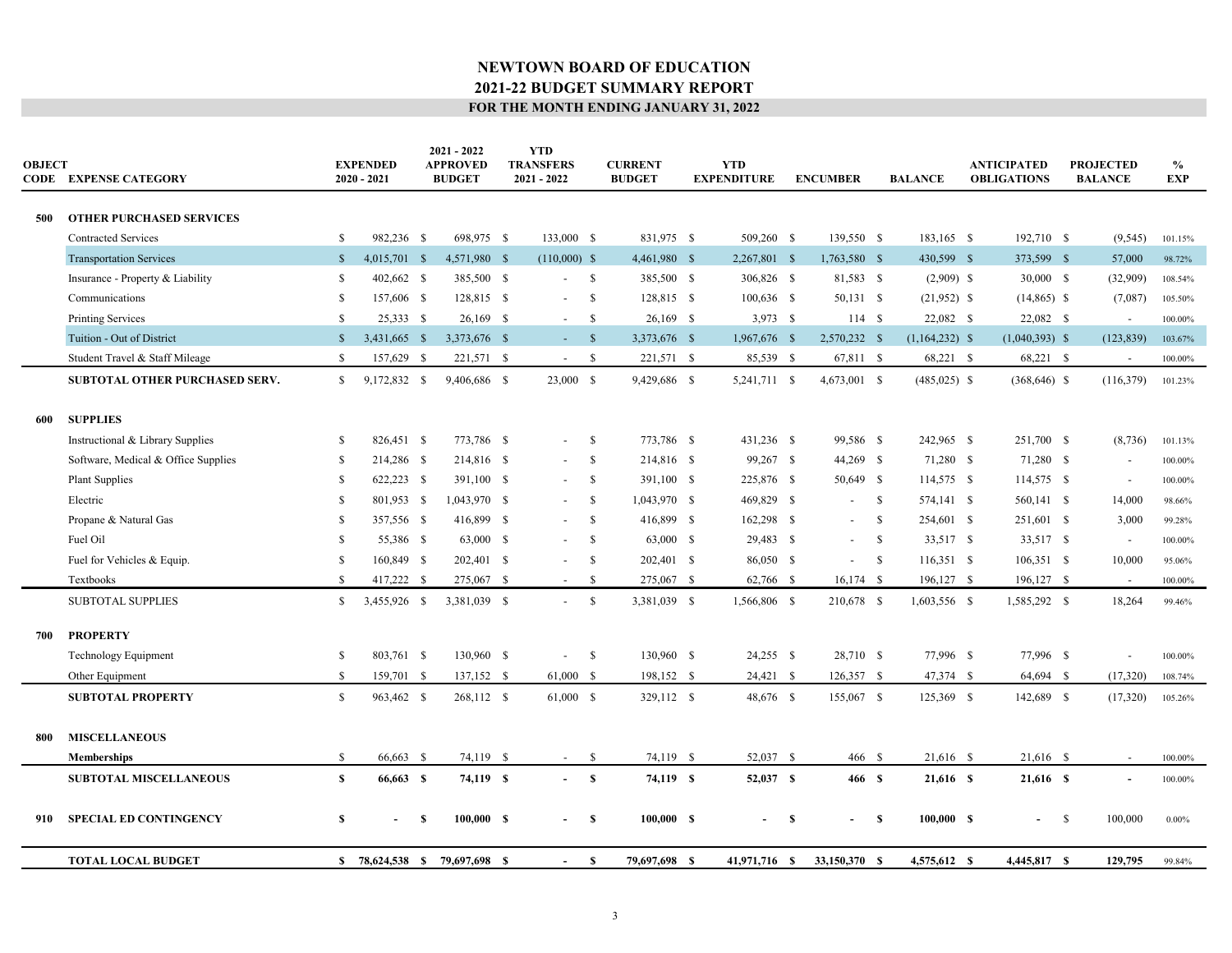# NEWTOWN BOARD OF EDUCATION
## 2021-22 BUDGET SUMMARY REPORT
### FOR THE MONTH ENDING JANUARY 31, 2022

| OBJECT CODE | EXPENSE CATEGORY | EXPENDED 2020 - 2021 | 2021 - 2022 APPROVED BUDGET | YTD TRANSFERS 2021 - 2022 | CURRENT BUDGET | YTD EXPENDITURE | ENCUMBER | BALANCE | ANTICIPATED OBLIGATIONS | PROJECTED BALANCE | % EXP |
|---|---|---|---|---|---|---|---|---|---|---|---|
| **500** | **OTHER PURCHASED SERVICES** | | | | | | | | | | |
| | Contracted Services | $ 982,236 | $ 698,975 | $ 133,000 | $ 831,975 | $ 509,260 | $ 139,550 | $ 183,165 | $ 192,710 | $ (9,545) | 101.15% |
| | Transportation Services | $ 4,015,701 | $ 4,571,980 | $ (110,000) | $ 4,461,980 | $ 2,267,801 | $ 1,763,580 | $ 430,599 | $ 373,599 | $ 57,000 | 98.72% |
| | Insurance - Property & Liability | $ 402,662 | $ 385,500 | $ - | $ 385,500 | $ 306,826 | $ 81,583 | $ (2,909) | $ 30,000 | $ (32,909) | 108.54% |
| | Communications | $ 157,606 | $ 128,815 | $ - | $ 128,815 | $ 100,636 | $ 50,131 | $ (21,952) | $ (14,865) | $ (7,087) | 105.50% |
| | Printing Services | $ 25,333 | $ 26,169 | $ - | $ 26,169 | $ 3,973 | $ 114 | $ 22,082 | $ 22,082 | $ - | 100.00% |
| | Tuition - Out of District | $ 3,431,665 | $ 3,373,676 | $ - | $ 3,373,676 | $ 1,967,676 | $ 2,570,232 | $ (1,164,232) | $ (1,040,393) | $ (123,839) | 103.67% |
| | Student Travel & Staff Mileage | $ 157,629 | $ 221,571 | $ - | $ 221,571 | $ 85,539 | $ 67,811 | $ 68,221 | $ 68,221 | $ - | 100.00% |
| | **SUBTOTAL OTHER PURCHASED SERV.** | $ 9,172,832 | $ 9,406,686 | $ 23,000 | $ 9,429,686 | $ 5,241,711 | $ 4,673,001 | $ (485,025) | $ (368,646) | $ (116,379) | 101.23% |
| **600** | **SUPPLIES** | | | | | | | | | | |
| | Instructional & Library Supplies | $ 826,451 | $ 773,786 | $ - | $ 773,786 | $ 431,236 | $ 99,586 | $ 242,965 | $ 251,700 | $ (8,736) | 101.13% |
| | Software, Medical & Office Supplies | $ 214,286 | $ 214,816 | $ - | $ 214,816 | $ 99,267 | $ 44,269 | $ 71,280 | $ 71,280 | $ - | 100.00% |
| | Plant Supplies | $ 622,223 | $ 391,100 | $ - | $ 391,100 | $ 225,876 | $ 50,649 | $ 114,575 | $ 114,575 | $ - | 100.00% |
| | Electric | $ 801,953 | $ 1,043,970 | $ - | $ 1,043,970 | $ 469,829 | $ - | $ 574,141 | $ 560,141 | $ 14,000 | 98.66% |
| | Propane & Natural Gas | $ 357,556 | $ 416,899 | $ - | $ 416,899 | $ 162,298 | $ - | $ 254,601 | $ 251,601 | $ 3,000 | 99.28% |
| | Fuel Oil | $ 55,386 | $ 63,000 | $ - | $ 63,000 | $ 29,483 | $ - | $ 33,517 | $ 33,517 | $ - | 100.00% |
| | Fuel for Vehicles & Equip. | $ 160,849 | $ 202,401 | $ - | $ 202,401 | $ 86,050 | $ - | $ 116,351 | $ 106,351 | $ 10,000 | 95.06% |
| | Textbooks | $ 417,222 | $ 275,067 | $ - | $ 275,067 | $ 62,766 | $ 16,174 | $ 196,127 | $ 196,127 | $ - | 100.00% |
| | SUBTOTAL SUPPLIES | $ 3,455,926 | $ 3,381,039 | $ - | $ 3,381,039 | $ 1,566,806 | $ 210,678 | $ 1,603,556 | $ 1,585,292 | $ 18,264 | 99.46% |
| **700** | **PROPERTY** | | | | | | | | | | |
| | Technology Equipment | $ 803,761 | $ 130,960 | $ - | $ 130,960 | $ 24,255 | $ 28,710 | $ 77,996 | $ 77,996 | $ - | 100.00% |
| | Other Equipment | $ 159,701 | $ 137,152 | $ 61,000 | $ 198,152 | $ 24,421 | $ 126,357 | $ 47,374 | $ 64,694 | $ (17,320) | 108.74% |
| | **SUBTOTAL PROPERTY** | $ 963,462 | $ 268,112 | $ 61,000 | $ 329,112 | $ 48,676 | $ 155,067 | $ 125,369 | $ 142,689 | $ (17,320) | 105.26% |
| **800** | **MISCELLANEOUS** | | | | | | | | | | |
| | **Memberships** | $ 66,663 | $ 74,119 | $ - | $ 74,119 | $ 52,037 | $ 466 | $ 21,616 | $ 21,616 | $ - | 100.00% |
| | **SUBTOTAL MISCELLANEOUS** | **$ 66,663** | **$ 74,119** | **$ -** | **$ 74,119** | **$ 52,037** | **$ 466** | **$ 21,616** | **$ 21,616** | **$ -** | 100.00% |
| **910** | **SPECIAL ED CONTINGENCY** | **$ -** | **$ 100,000** | **$ -** | **$ 100,000** | **$ -** | **$ -** | **$ 100,000** | **$ -** | $ 100,000 | 0.00% |
| | **TOTAL LOCAL BUDGET** | **$ 78,624,538** | **$ 79,697,698** | **$ -** | **$ 79,697,698** | **$ 41,971,716** | **$ 33,150,370** | **$ 4,575,612** | **$ 4,445,817** | **$ 129,795** | 99.84% |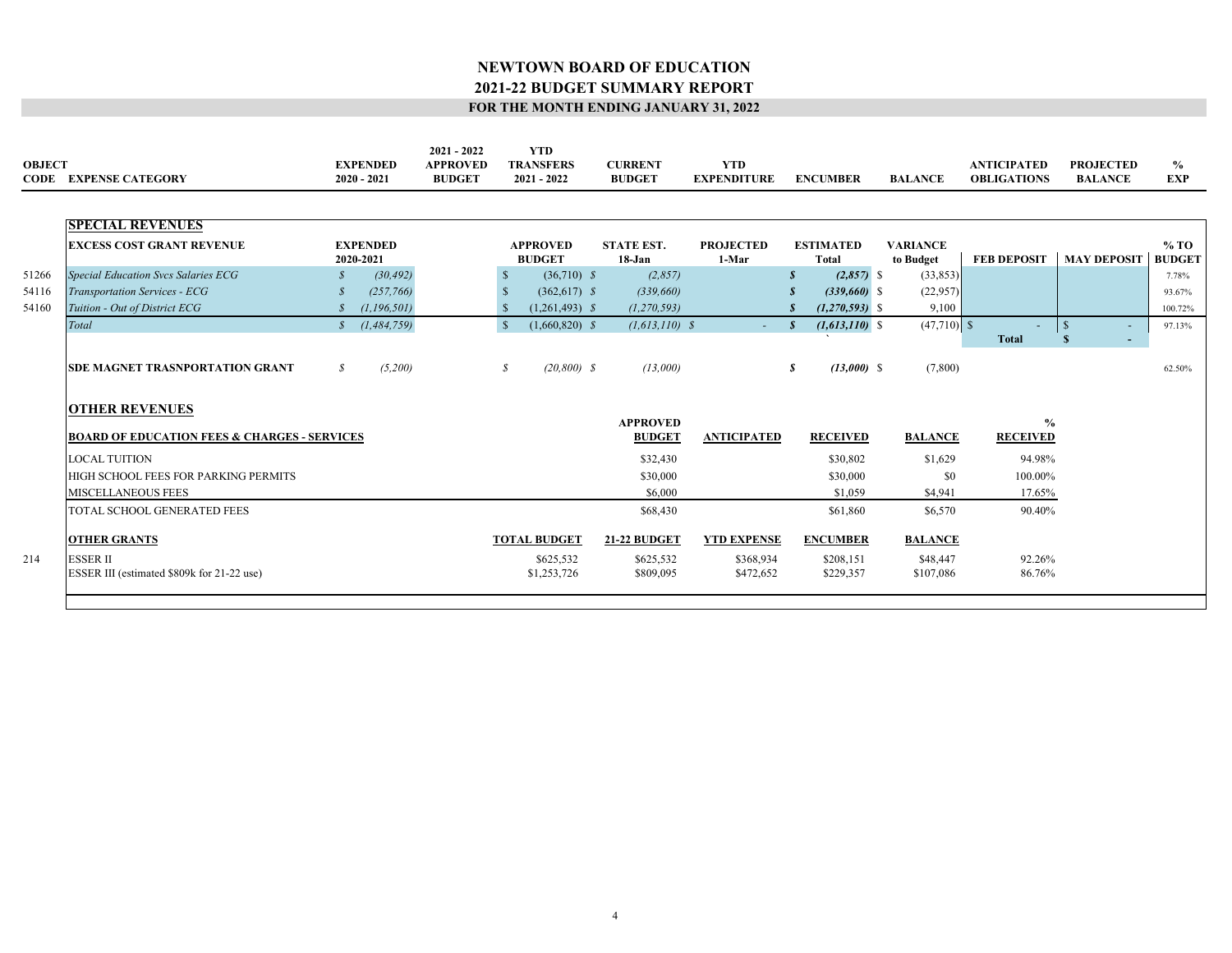# NEWTOWN BOARD OF EDUCATION

## 2021-22 BUDGET SUMMARY REPORT

### FOR THE MONTH ENDING JANUARY 31, 2022

| OBJECT CODE | EXPENSE CATEGORY | EXPENDED 2020 - 2021 | 2021 - 2022 APPROVED BUDGET | YTD TRANSFERS 2021 - 2022 | CURRENT BUDGET | YTD EXPENDITURE | ENCUMBER | BALANCE | ANTICIPATED OBLIGATIONS | PROJECTED BALANCE | % EXP |
|---|---|---|---|---|---|---|---|---|---|---|---|

## SPECIAL REVENUES

| OBJECT CODE | EXCESS COST GRANT REVENUE | EXPENDED 2020-2021 | APPROVED BUDGET | STATE EST. 18-Jan | PROJECTED 1-Mar | ESTIMATED Total | VARIANCE to Budget | FEB DEPOSIT | MAY DEPOSIT | % TO BUDGET |
|---|---|---|---|---|---|---|---|---|---|---|
| 51266 | *Special Education Svcs Salaries ECG* | *$ (30,492)* | $ (36,710) | *$ (2,857)* | | ***$ (2,857)*** | $ (33,853) | | | 7.78% |
| 54116 | *Transportation Services - ECG* | *$ (257,766)* | $ (362,617) | *$ (339,660)* | | ***$ (339,660)*** | $ (22,957) | | | 93.67% |
| 54160 | *Tuition - Out of District ECG* | *$ (1,196,501)* | $ (1,261,493) | *$ (1,270,593)* | | ***$ (1,270,593)*** | $ 9,100 | | | 100.72% |
| | *Total* | *$ (1,484,759)* | $ (1,660,820) | *$ (1,613,110)* | *$ -* | ***$ (1,613,110)*** | $ (47,710) | $ - | $ - | 97.13% |
| | | | | | | | | **Total** | **$ -** | |
| | **SDE MAGNET TRASNPORTATION GRANT** | *$ (5,200)* | *$ (20,800)* | *$ (13,000)* | | ***$ (13,000)*** | $ (7,800) | | | 62.50% |

## OTHER REVENUES

| BOARD OF EDUCATION FEES & CHARGES - SERVICES | APPROVED BUDGET | ANTICIPATED | RECEIVED | BALANCE | % RECEIVED |
|---|---|---|---|---|---|
| LOCAL TUITION | $32,430 | | $30,802 | $1,629 | 94.98% |
| HIGH SCHOOL FEES FOR PARKING PERMITS | $30,000 | | $30,000 | $0 | 100.00% |
| MISCELLANEOUS FEES | $6,000 | | $1,059 | $4,941 | 17.65% |
| TOTAL SCHOOL GENERATED FEES | $68,430 | | $61,860 | $6,570 | 90.40% |

| OBJECT CODE | OTHER GRANTS | TOTAL BUDGET | 21-22 BUDGET | YTD EXPENSE | ENCUMBER | BALANCE | |
|---|---|---|---|---|---|---|---|
| 214 | ESSER II | $625,532 | $625,532 | $368,934 | $208,151 | $48,447 | 92.26% |
| | ESSER III (estimated $809k for 21-22 use) | $1,253,726 | $809,095 | $472,652 | $229,357 | $107,086 | 86.76% |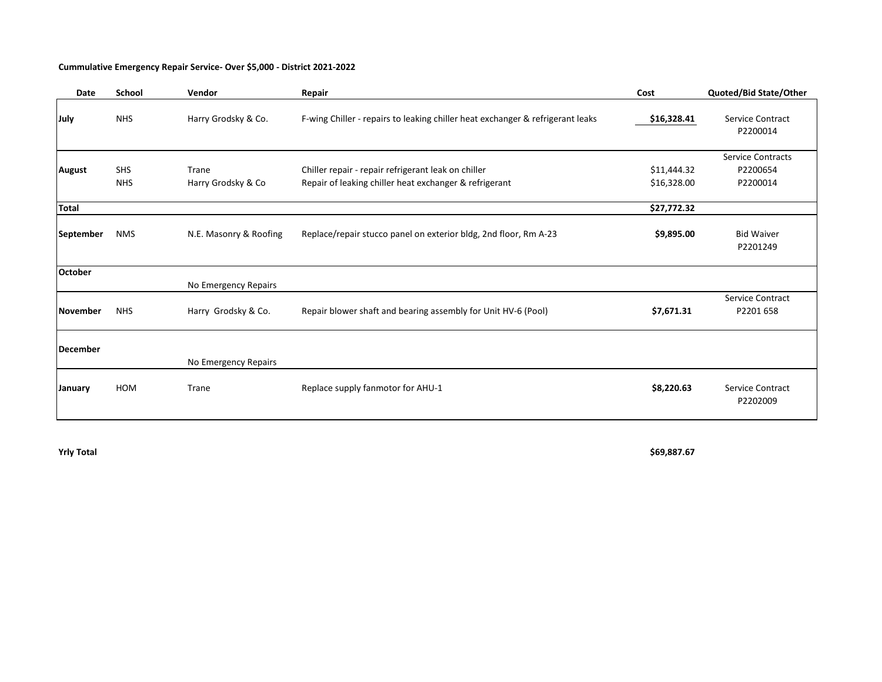**Cummulative Emergency Repair Service- Over $5,000 - District 2021-2022**

| Date | School | Vendor | Repair | Cost | Quoted/Bid State/Other |
|---|---|---|---|---|---|
| **July** | NHS | Harry Grodsky & Co. | F-wing Chiller - repairs to leaking chiller heat exchanger & refrigerant leaks | **$16,328.41** | Service Contract P2200014 |
| **August** | SHS | Trane | Chiller repair - repair refrigerant leak on chiller | $11,444.32 | Service Contracts P2200654 |
| | NHS | Harry Grodsky & Co | Repair of leaking chiller heat exchanger & refrigerant | $16,328.00 | P2200014 |
| **Total** | | | | **$27,772.32** | |
| **September** | NMS | N.E. Masonry & Roofing | Replace/repair stucco panel on exterior bldg, 2nd floor, Rm A-23 | **$9,895.00** | Bid Waiver P2201249 |
| **October** | | No Emergency Repairs | | | |
| **November** | NHS | Harry Grodsky & Co. | Repair blower shaft and bearing assembly for Unit HV-6 (Pool) | **$7,671.31** | Service Contract P2201 658 |
| **December** | | No Emergency Repairs | | | |
| **January** | HOM | Trane | Replace supply fanmotor for AHU-1 | **$8,220.63** | Service Contract P2202009 |

**Yrly Total** **$69,887.67**